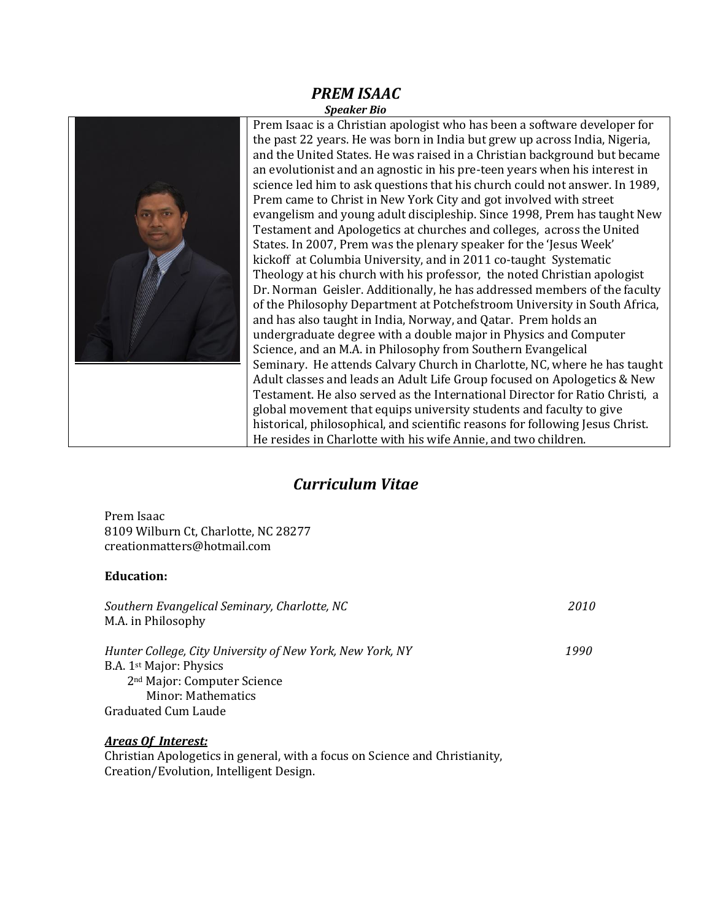# *PREM ISAAC*

***Speaker Bio***

Prem Isaac is a Christian apologist who has been a software developer for the past 22 years. He was born in India but grew up across India, Nigeria, and the United States. He was raised in a Christian background but became an evolutionist and an agnostic in his pre-teen years when his interest in science led him to ask questions that his church could not answer. In 1989, Prem came to Christ in New York City and got involved with street evangelism and young adult discipleship. Since 1998, Prem has taught New Testament and Apologetics at churches and colleges, across the United States. In 2007, Prem was the plenary speaker for the 'Jesus Week' kickoff at Columbia University, and in 2011 co-taught Systematic Theology at his church with his professor, the noted Christian apologist Dr. Norman Geisler. Additionally, he has addressed members of the faculty of the Philosophy Department at Potchefstroom University in South Africa, and has also taught in India, Norway, and Qatar. Prem holds an undergraduate degree with a double major in Physics and Computer Science, and an M.A. in Philosophy from Southern Evangelical Seminary. He attends Calvary Church in Charlotte, NC, where he has taught Adult classes and leads an Adult Life Group focused on Apologetics & New Testament. He also served as the International Director for Ratio Christi, a global movement that equips university students and faculty to give historical, philosophical, and scientific reasons for following Jesus Christ. He resides in Charlotte with his wife Annie, and two children.

## *Curriculum Vitae*

Prem Isaac
8109 Wilburn Ct, Charlotte, NC 28277
creationmatters@hotmail.com

**Education:**

*Southern Evangelical Seminary, Charlotte, NC* — *2010*
M.A. in Philosophy

*Hunter College, City University of New York, New York, NY* — *1990*
B.A. 1st Major: Physics
2nd Major: Computer Science
Minor: Mathematics
Graduated Cum Laude

***Areas Of Interest:***

Christian Apologetics in general, with a focus on Science and Christianity, Creation/Evolution, Intelligent Design.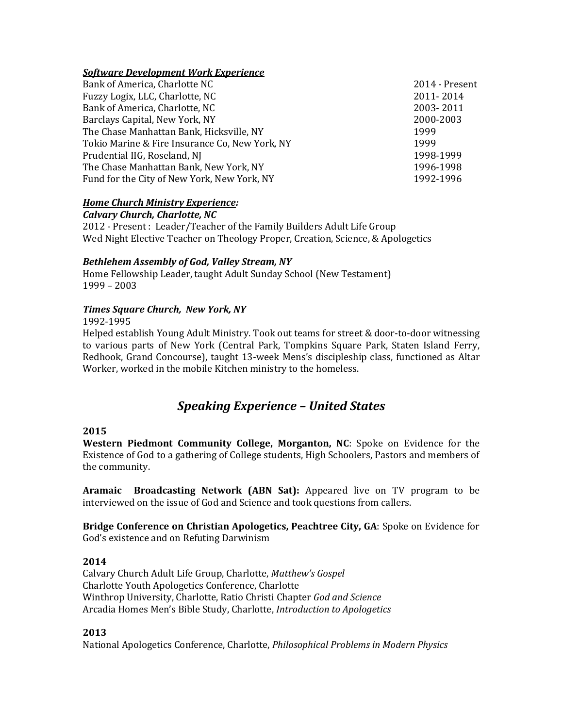***Software Development Work Experience***

| | |
|---|---|
| Bank of America, Charlotte NC | 2014 - Present |
| Fuzzy Logix, LLC, Charlotte, NC | 2011- 2014 |
| Bank of America, Charlotte, NC | 2003- 2011 |
| Barclays Capital, New York, NY | 2000-2003 |
| The Chase Manhattan Bank, Hicksville, NY | 1999 |
| Tokio Marine & Fire Insurance Co, New York, NY | 1999 |
| Prudential IIG, Roseland, NJ | 1998-1999 |
| The Chase Manhattan Bank, New York, NY | 1996-1998 |
| Fund for the City of New York, New York, NY | 1992-1996 |

***Home Church Ministry Experience:***

***Calvary Church, Charlotte, NC***

2012 - Present : Leader/Teacher of the Family Builders Adult Life Group
Wed Night Elective Teacher on Theology Proper, Creation, Science, & Apologetics

***Bethlehem Assembly of God, Valley Stream, NY***

Home Fellowship Leader, taught Adult Sunday School (New Testament)
1999 – 2003

***Times Square Church, New York, NY***

1992-1995

Helped establish Young Adult Ministry. Took out teams for street & door-to-door witnessing to various parts of New York (Central Park, Tompkins Square Park, Staten Island Ferry, Redhook, Grand Concourse), taught 13-week Mens's discipleship class, functioned as Altar Worker, worked in the mobile Kitchen ministry to the homeless.

## *Speaking Experience – United States*

**2015**

**Western Piedmont Community College, Morganton, NC**: Spoke on Evidence for the Existence of God to a gathering of College students, High Schoolers, Pastors and members of the community.

**Aramaic Broadcasting Network (ABN Sat):** Appeared live on TV program to be interviewed on the issue of God and Science and took questions from callers.

**Bridge Conference on Christian Apologetics, Peachtree City, GA**: Spoke on Evidence for God's existence and on Refuting Darwinism

**2014**

Calvary Church Adult Life Group, Charlotte, *Matthew's Gospel*
Charlotte Youth Apologetics Conference, Charlotte
Winthrop University, Charlotte, Ratio Christi Chapter *God and Science*
Arcadia Homes Men's Bible Study, Charlotte, *Introduction to Apologetics*

**2013**

National Apologetics Conference, Charlotte, *Philosophical Problems in Modern Physics*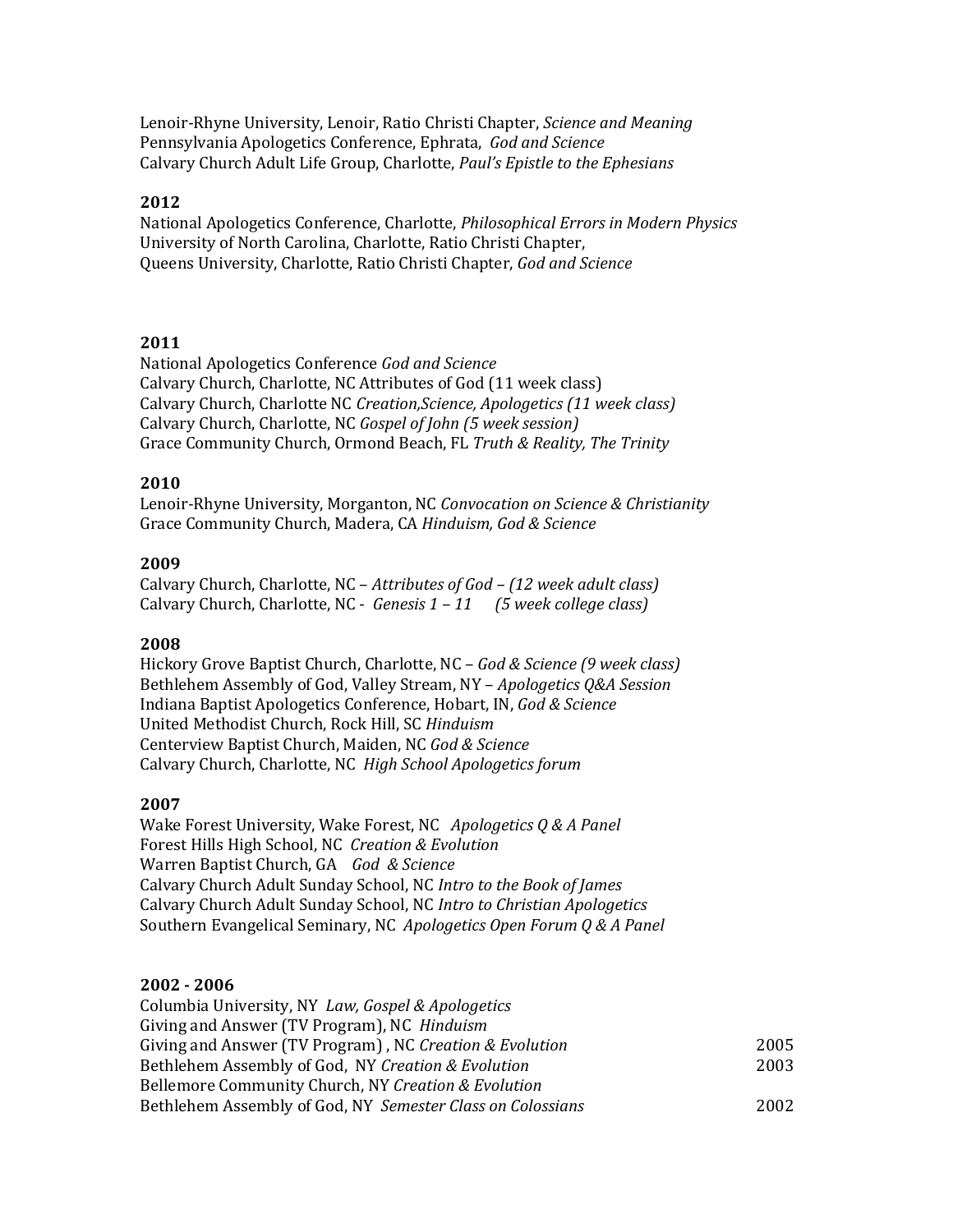Lenoir-Rhyne University, Lenoir, Ratio Christi Chapter, *Science and Meaning*
Pennsylvania Apologetics Conference, Ephrata, *God and Science*
Calvary Church Adult Life Group, Charlotte, *Paul's Epistle to the Ephesians*

**2012**
National Apologetics Conference, Charlotte, *Philosophical Errors in Modern Physics*
University of North Carolina, Charlotte, Ratio Christi Chapter,
Queens University, Charlotte, Ratio Christi Chapter, *God and Science*

**2011**
National Apologetics Conference *God and Science*
Calvary Church, Charlotte, NC Attributes of God (11 week class)
Calvary Church, Charlotte NC *Creation,Science, Apologetics (11 week class)*
Calvary Church, Charlotte, NC *Gospel of John (5 week session)*
Grace Community Church, Ormond Beach, FL *Truth & Reality, The Trinity*

**2010**
Lenoir-Rhyne University, Morganton, NC *Convocation on Science & Christianity*
Grace Community Church, Madera, CA *Hinduism, God & Science*

**2009**
Calvary Church, Charlotte, NC – *Attributes of God – (12 week adult class)*
Calvary Church, Charlotte, NC - *Genesis 1 – 11 (5 week college class)*

**2008**
Hickory Grove Baptist Church, Charlotte, NC – *God & Science (9 week class)*
Bethlehem Assembly of God, Valley Stream, NY – *Apologetics Q&A Session*
Indiana Baptist Apologetics Conference, Hobart, IN, *God & Science*
United Methodist Church, Rock Hill, SC *Hinduism*
Centerview Baptist Church, Maiden, NC *God & Science*
Calvary Church, Charlotte, NC *High School Apologetics forum*

**2007**
Wake Forest University, Wake Forest, NC *Apologetics Q & A Panel*
Forest Hills High School, NC *Creation & Evolution*
Warren Baptist Church, GA *God & Science*
Calvary Church Adult Sunday School, NC *Intro to the Book of James*
Calvary Church Adult Sunday School, NC *Intro to Christian Apologetics*
Southern Evangelical Seminary, NC *Apologetics Open Forum Q & A Panel*

**2002 - 2006**
Columbia University, NY *Law, Gospel & Apologetics*
Giving and Answer (TV Program), NC *Hinduism*
Giving and Answer (TV Program) , NC *Creation & Evolution* 2005
Bethlehem Assembly of God, NY *Creation & Evolution* 2003
Bellemore Community Church, NY *Creation & Evolution*
Bethlehem Assembly of God, NY *Semester Class on Colossians* 2002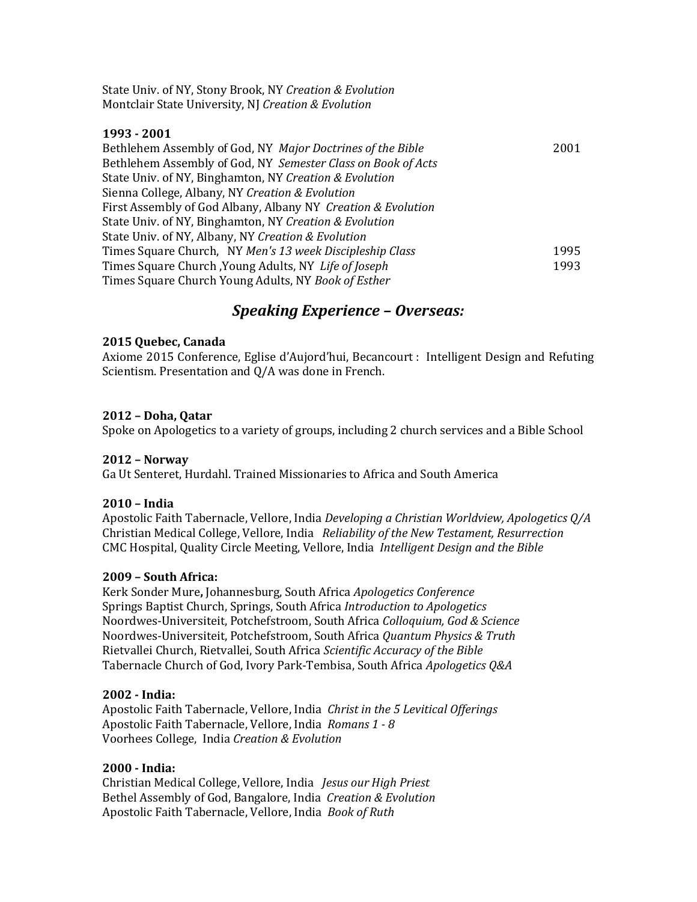State Univ. of NY, Stony Brook, NY *Creation & Evolution*
Montclair State University, NJ *Creation & Evolution*

**1993 - 2001**

Bethlehem Assembly of God, NY *Major Doctrines of the Bible* 2001
Bethlehem Assembly of God, NY *Semester Class on Book of Acts*
State Univ. of NY, Binghamton, NY *Creation & Evolution*
Sienna College, Albany, NY *Creation & Evolution*
First Assembly of God Albany, Albany NY *Creation & Evolution*
State Univ. of NY, Binghamton, NY *Creation & Evolution*
State Univ. of NY, Albany, NY *Creation & Evolution*
Times Square Church, NY *Men's 13 week Discipleship Class* 1995
Times Square Church ,Young Adults, NY *Life of Joseph* 1993
Times Square Church Young Adults, NY *Book of Esther*

## *Speaking Experience – Overseas:*

**2015 Quebec, Canada**

Axiome 2015 Conference, Eglise d'Aujord'hui, Becancourt : Intelligent Design and Refuting Scientism. Presentation and Q/A was done in French.

**2012 – Doha, Qatar**

Spoke on Apologetics to a variety of groups, including 2 church services and a Bible School

**2012 – Norway**

Ga Ut Senteret, Hurdahl. Trained Missionaries to Africa and South America

**2010 – India**

Apostolic Faith Tabernacle, Vellore, India *Developing a Christian Worldview, Apologetics Q/A*
Christian Medical College, Vellore, India *Reliability of the New Testament, Resurrection*
CMC Hospital, Quality Circle Meeting, Vellore, India *Intelligent Design and the Bible*

**2009 – South Africa:**

Kerk Sonder Mure**,** Johannesburg, South Africa *Apologetics Conference*
Springs Baptist Church, Springs, South Africa *Introduction to Apologetics*
Noordwes-Universiteit, Potchefstroom, South Africa *Colloquium, God & Science*
Noordwes-Universiteit, Potchefstroom, South Africa *Quantum Physics & Truth*
Rietvallei Church, Rietvallei, South Africa *Scientific Accuracy of the Bible*
Tabernacle Church of God, Ivory Park-Tembisa, South Africa *Apologetics Q&A*

**2002 - India:**

Apostolic Faith Tabernacle, Vellore, India *Christ in the 5 Levitical Offerings*
Apostolic Faith Tabernacle, Vellore, India *Romans 1 - 8*
Voorhees College, India *Creation & Evolution*

**2000 - India:**

Christian Medical College, Vellore, India *Jesus our High Priest*
Bethel Assembly of God, Bangalore, India *Creation & Evolution*
Apostolic Faith Tabernacle, Vellore, India *Book of Ruth*